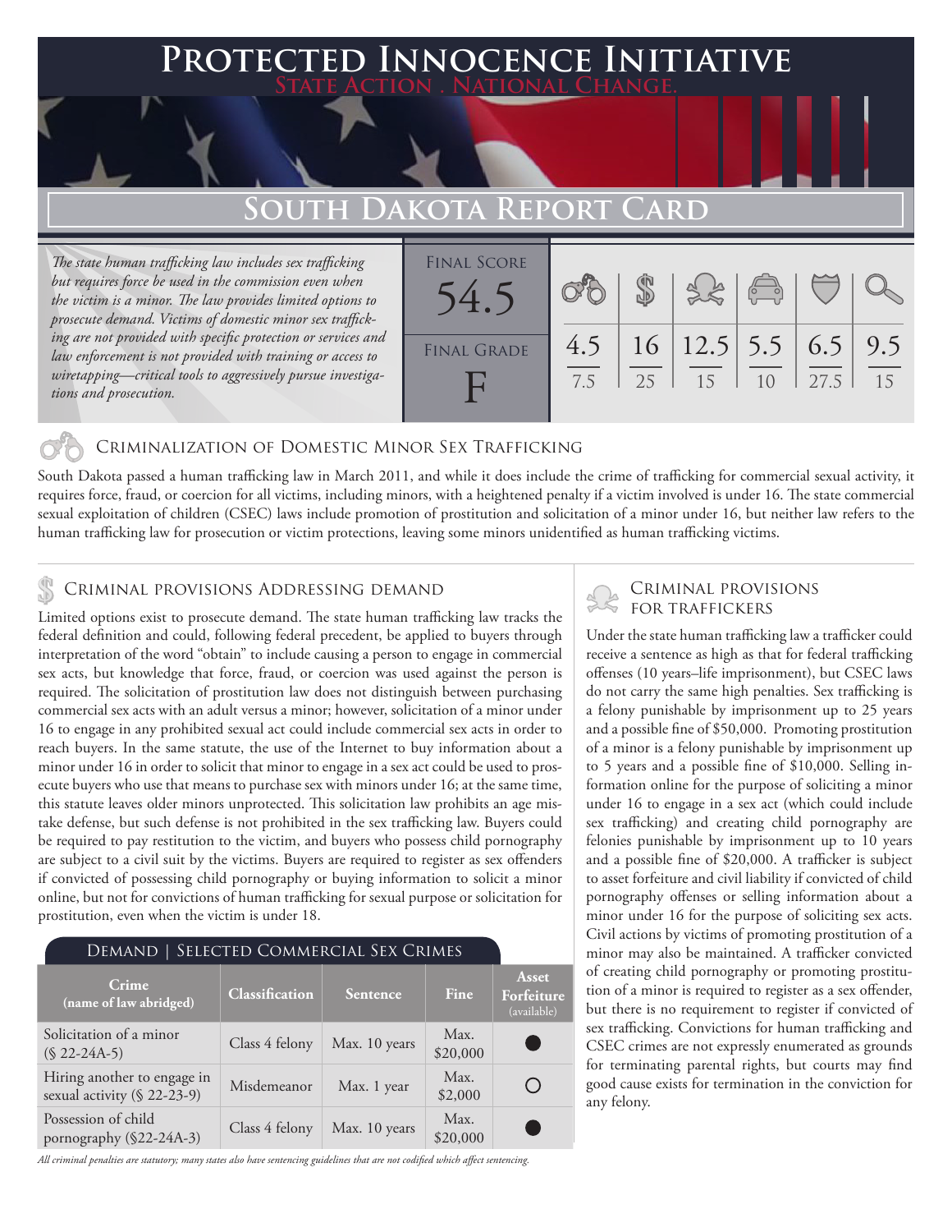# Protected Innocence Initiative

State Action . National Change.

## South Dakota Report Card

*The state human trafficking law includes sex trafficking but requires force be used in the commission even when the victim is a minor. The law provides limited options to prosecute demand. Victims of domestic minor sex trafficking are not provided with specific protection or services and law enforcement is not provided with training or access to wiretapping—critical tools to aggressively pursue investigations and prosecution.*

| Final Score | | | | | | |
|---|---|---|---|---|---|---|
| 54.5 | 4.5 / 7.5 | 16 / 25 | 12.5 / 15 | 5.5 / 10 | 6.5 / 27.5 | 9.5 / 15 |
| **Final Grade** F | | | | | | |

### Criminalization of Domestic Minor Sex Trafficking

South Dakota passed a human trafficking law in March 2011, and while it does include the crime of trafficking for commercial sexual activity, it requires force, fraud, or coercion for all victims, including minors, with a heightened penalty if a victim involved is under 16. The state commercial sexual exploitation of children (CSEC) laws include promotion of prostitution and solicitation of a minor under 16, but neither law refers to the human trafficking law for prosecution or victim protections, leaving some minors unidentified as human trafficking victims.

### Criminal provisions Addressing demand

Limited options exist to prosecute demand. The state human trafficking law tracks the federal definition and could, following federal precedent, be applied to buyers through interpretation of the word "obtain" to include causing a person to engage in commercial sex acts, but knowledge that force, fraud, or coercion was used against the person is required. The solicitation of prostitution law does not distinguish between purchasing commercial sex acts with an adult versus a minor; however, solicitation of a minor under 16 to engage in any prohibited sexual act could include commercial sex acts in order to reach buyers. In the same statute, the use of the Internet to buy information about a minor under 16 in order to solicit that minor to engage in a sex act could be used to prosecute buyers who use that means to purchase sex with minors under 16; at the same time, this statute leaves older minors unprotected. This solicitation law prohibits an age mistake defense, but such defense is not prohibited in the sex trafficking law. Buyers could be required to pay restitution to the victim, and buyers who possess child pornography are subject to a civil suit by the victims. Buyers are required to register as sex offenders if convicted of possessing child pornography or buying information to solicit a minor online, but not for convictions of human trafficking for sexual purpose or solicitation for prostitution, even when the victim is under 18.

**Demand | Selected Commercial Sex Crimes**

| Crime (name of law abridged) | Classification | Sentence | Fine | Asset Forfeiture (available) |
|---|---|---|---|---|
| Solicitation of a minor (§ 22-24A-5) | Class 4 felony | Max. 10 years | Max. $20,000 | ● |
| Hiring another to engage in sexual activity (§ 22-23-9) | Misdemeanor | Max. 1 year | Max. $2,000 | ○ |
| Possession of child pornography (§22-24A-3) | Class 4 felony | Max. 10 years | Max. $20,000 | ● |

*All criminal penalties are statutory; many states also have sentencing guidelines that are not codified which affect sentencing.*

### Criminal provisions for traffickers

Under the state human trafficking law a trafficker could receive a sentence as high as that for federal trafficking offenses (10 years–life imprisonment), but CSEC laws do not carry the same high penalties. Sex trafficking is a felony punishable by imprisonment up to 25 years and a possible fine of $50,000. Promoting prostitution of a minor is a felony punishable by imprisonment up to 5 years and a possible fine of $10,000. Selling information online for the purpose of soliciting a minor under 16 to engage in a sex act (which could include sex trafficking) and creating child pornography are felonies punishable by imprisonment up to 10 years and a possible fine of $20,000. A trafficker is subject to asset forfeiture and civil liability if convicted of child pornography offenses or selling information about a minor under 16 for the purpose of soliciting sex acts. Civil actions by victims of promoting prostitution of a minor may also be maintained. A trafficker convicted of creating child pornography or promoting prostitution of a minor is required to register as a sex offender, but there is no requirement to register if convicted of sex trafficking. Convictions for human trafficking and CSEC crimes are not expressly enumerated as grounds for terminating parental rights, but courts may find good cause exists for termination in the conviction for any felony.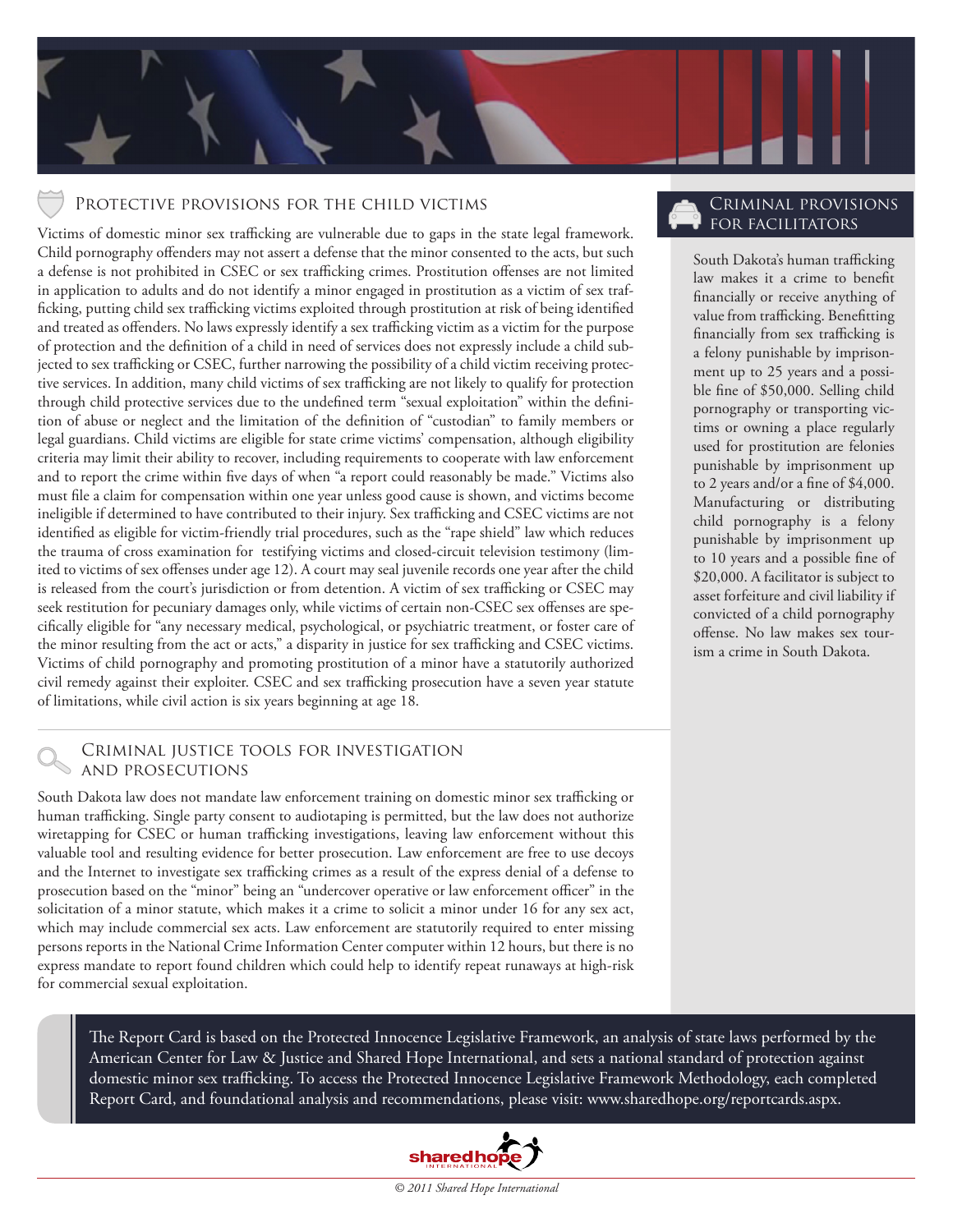## Protective provisions for the child victims

Victims of domestic minor sex trafficking are vulnerable due to gaps in the state legal framework. Child pornography offenders may not assert a defense that the minor consented to the acts, but such a defense is not prohibited in CSEC or sex trafficking crimes. Prostitution offenses are not limited in application to adults and do not identify a minor engaged in prostitution as a victim of sex trafficking, putting child sex trafficking victims exploited through prostitution at risk of being identified and treated as offenders. No laws expressly identify a sex trafficking victim as a victim for the purpose of protection and the definition of a child in need of services does not expressly include a child subjected to sex trafficking or CSEC, further narrowing the possibility of a child victim receiving protective services. In addition, many child victims of sex trafficking are not likely to qualify for protection through child protective services due to the undefined term "sexual exploitation" within the definition of abuse or neglect and the limitation of the definition of "custodian" to family members or legal guardians. Child victims are eligible for state crime victims' compensation, although eligibility criteria may limit their ability to recover, including requirements to cooperate with law enforcement and to report the crime within five days of when "a report could reasonably be made." Victims also must file a claim for compensation within one year unless good cause is shown, and victims become ineligible if determined to have contributed to their injury. Sex trafficking and CSEC victims are not identified as eligible for victim-friendly trial procedures, such as the "rape shield" law which reduces the trauma of cross examination for testifying victims and closed-circuit television testimony (limited to victims of sex offenses under age 12). A court may seal juvenile records one year after the child is released from the court's jurisdiction or from detention. A victim of sex trafficking or CSEC may seek restitution for pecuniary damages only, while victims of certain non-CSEC sex offenses are specifically eligible for "any necessary medical, psychological, or psychiatric treatment, or foster care of the minor resulting from the act or acts," a disparity in justice for sex trafficking and CSEC victims. Victims of child pornography and promoting prostitution of a minor have a statutorily authorized civil remedy against their exploiter. CSEC and sex trafficking prosecution have a seven year statute of limitations, while civil action is six years beginning at age 18.

## Criminal provisions for facilitators

South Dakota's human trafficking law makes it a crime to benefit financially or receive anything of value from trafficking. Benefitting financially from sex trafficking is a felony punishable by imprisonment up to 25 years and a possible fine of $50,000. Selling child pornography or transporting victims or owning a place regularly used for prostitution are felonies punishable by imprisonment up to 2 years and/or a fine of $4,000. Manufacturing or distributing child pornography is a felony punishable by imprisonment up to 10 years and a possible fine of $20,000. A facilitator is subject to asset forfeiture and civil liability if convicted of a child pornography offense. No law makes sex tourism a crime in South Dakota.

## Criminal justice tools for investigation and prosecutions

South Dakota law does not mandate law enforcement training on domestic minor sex trafficking or human trafficking. Single party consent to audiotaping is permitted, but the law does not authorize wiretapping for CSEC or human trafficking investigations, leaving law enforcement without this valuable tool and resulting evidence for better prosecution. Law enforcement are free to use decoys and the Internet to investigate sex trafficking crimes as a result of the express denial of a defense to prosecution based on the "minor" being an "undercover operative or law enforcement officer" in the solicitation of a minor statute, which makes it a crime to solicit a minor under 16 for any sex act, which may include commercial sex acts. Law enforcement are statutorily required to enter missing persons reports in the National Crime Information Center computer within 12 hours, but there is no express mandate to report found children which could help to identify repeat runaways at high-risk for commercial sexual exploitation.

The Report Card is based on the Protected Innocence Legislative Framework, an analysis of state laws performed by the American Center for Law & Justice and Shared Hope International, and sets a national standard of protection against domestic minor sex trafficking. To access the Protected Innocence Legislative Framework Methodology, each completed Report Card, and foundational analysis and recommendations, please visit: www.sharedhope.org/reportcards.aspx.

sharedhope INTERNATIONAL

*© 2011 Shared Hope International*